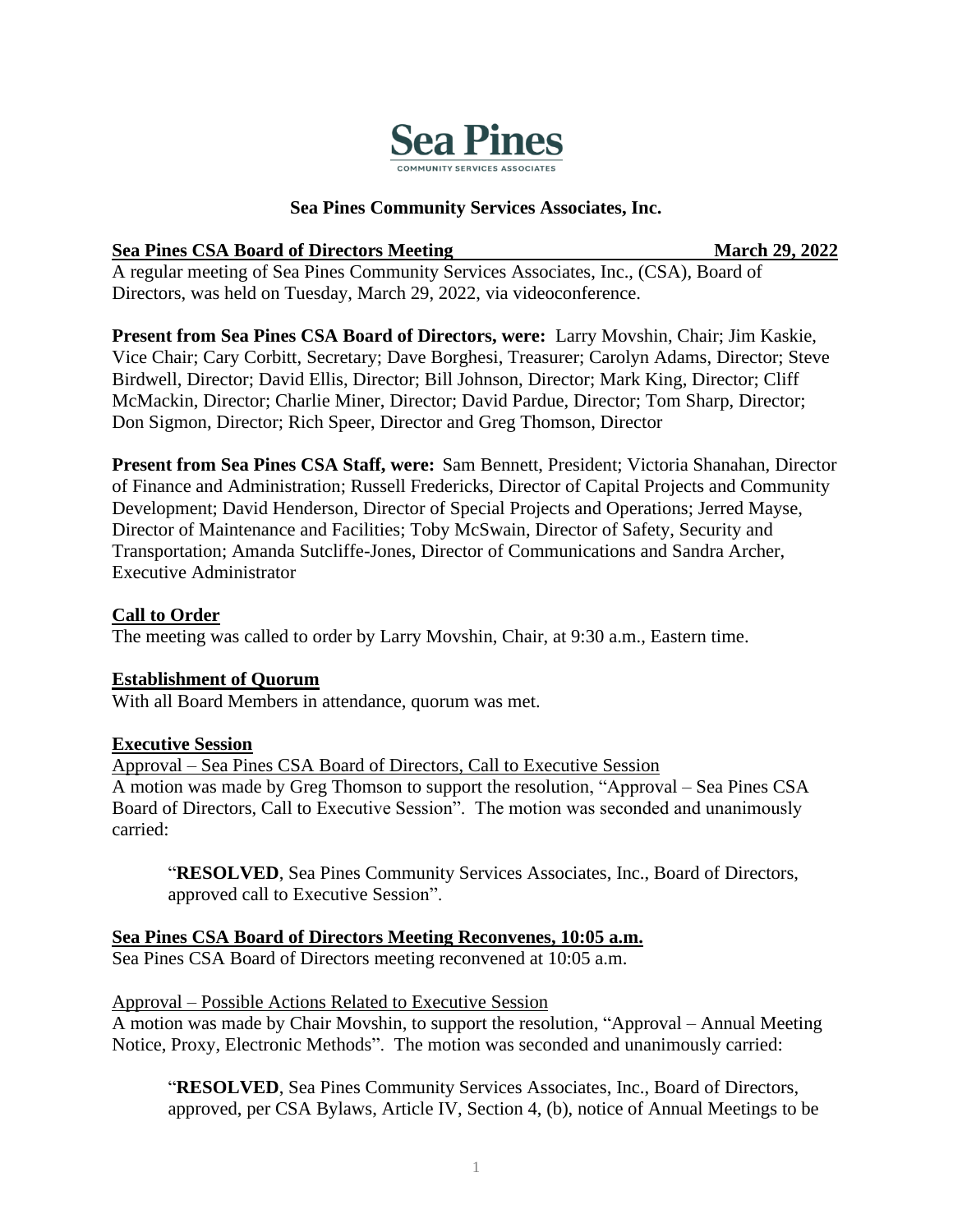**Sea Pines**
COMMUNITY SERVICES ASSOCIATES

**Sea Pines Community Services Associates, Inc.**

**Sea Pines CSA Board of Directors Meeting** **March 29, 2022**

A regular meeting of Sea Pines Community Services Associates, Inc., (CSA), Board of Directors, was held on Tuesday, March 29, 2022, via videoconference.

**Present from Sea Pines CSA Board of Directors, were:** Larry Movshin, Chair; Jim Kaskie, Vice Chair; Cary Corbitt, Secretary; Dave Borghesi, Treasurer; Carolyn Adams, Director; Steve Birdwell, Director; David Ellis, Director; Bill Johnson, Director; Mark King, Director; Cliff McMackin, Director; Charlie Miner, Director; David Pardue, Director; Tom Sharp, Director; Don Sigmon, Director; Rich Speer, Director and Greg Thomson, Director

**Present from Sea Pines CSA Staff, were:** Sam Bennett, President; Victoria Shanahan, Director of Finance and Administration; Russell Fredericks, Director of Capital Projects and Community Development; David Henderson, Director of Special Projects and Operations; Jerred Mayse, Director of Maintenance and Facilities; Toby McSwain, Director of Safety, Security and Transportation; Amanda Sutcliffe-Jones, Director of Communications and Sandra Archer, Executive Administrator

**Call to Order**

The meeting was called to order by Larry Movshin, Chair, at 9:30 a.m., Eastern time.

**Establishment of Quorum**

With all Board Members in attendance, quorum was met.

**Executive Session**

Approval – Sea Pines CSA Board of Directors, Call to Executive Session

A motion was made by Greg Thomson to support the resolution, "Approval – Sea Pines CSA Board of Directors, Call to Executive Session". The motion was seconded and unanimously carried:

> "**RESOLVED**, Sea Pines Community Services Associates, Inc., Board of Directors, approved call to Executive Session".

**Sea Pines CSA Board of Directors Meeting Reconvenes, 10:05 a.m.**

Sea Pines CSA Board of Directors meeting reconvened at 10:05 a.m.

Approval – Possible Actions Related to Executive Session

A motion was made by Chair Movshin, to support the resolution, "Approval – Annual Meeting Notice, Proxy, Electronic Methods". The motion was seconded and unanimously carried:

> "**RESOLVED**, Sea Pines Community Services Associates, Inc., Board of Directors, approved, per CSA Bylaws, Article IV, Section 4, (b), notice of Annual Meetings to be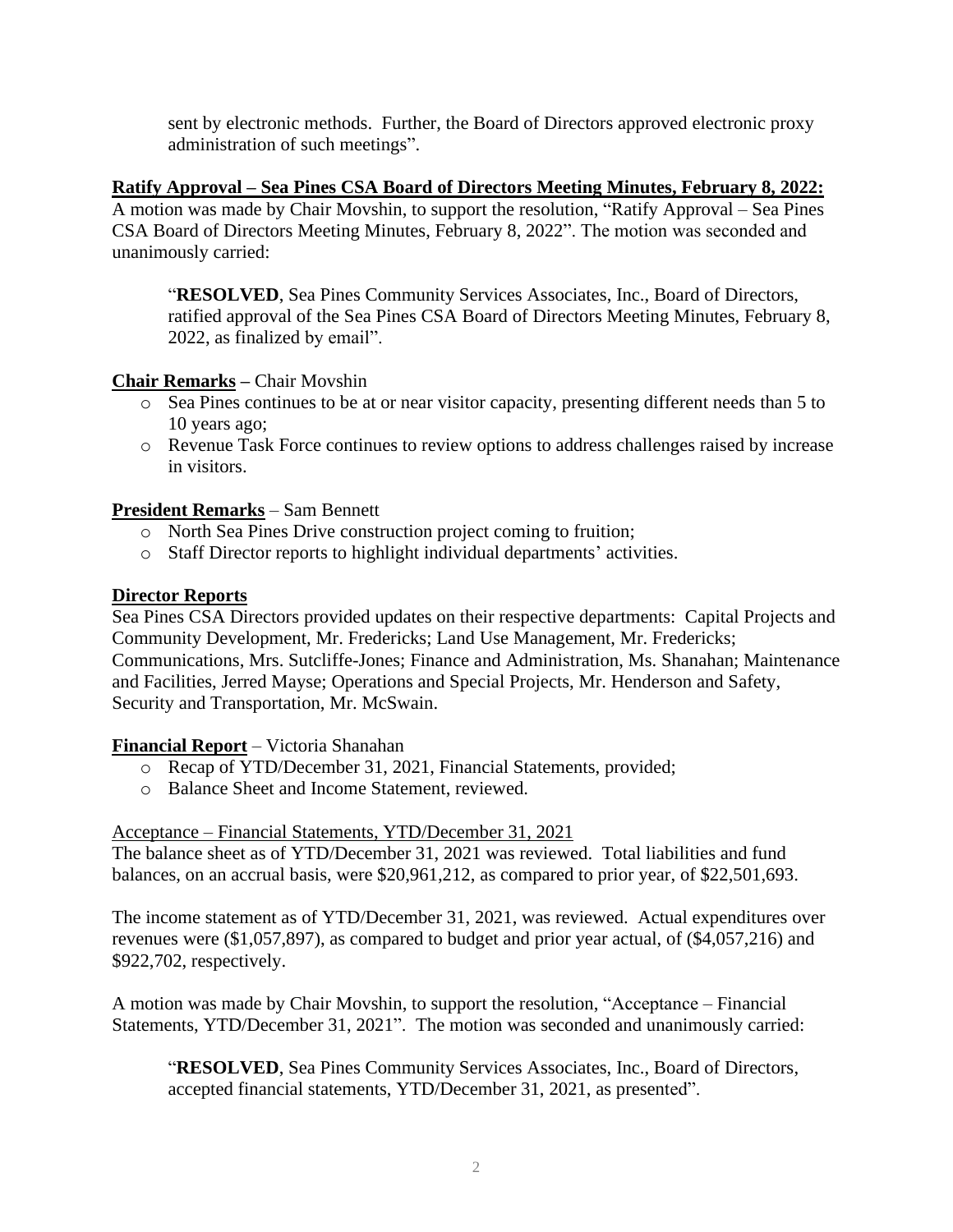sent by electronic methods. Further, the Board of Directors approved electronic proxy administration of such meetings".

**Ratify Approval – Sea Pines CSA Board of Directors Meeting Minutes, February 8, 2022:**

A motion was made by Chair Movshin, to support the resolution, "Ratify Approval – Sea Pines CSA Board of Directors Meeting Minutes, February 8, 2022". The motion was seconded and unanimously carried:

> "**RESOLVED**, Sea Pines Community Services Associates, Inc., Board of Directors, ratified approval of the Sea Pines CSA Board of Directors Meeting Minutes, February 8, 2022, as finalized by email".

**Chair Remarks –** Chair Movshin

- Sea Pines continues to be at or near visitor capacity, presenting different needs than 5 to 10 years ago;
- Revenue Task Force continues to review options to address challenges raised by increase in visitors.

**President Remarks** – Sam Bennett

- North Sea Pines Drive construction project coming to fruition;
- Staff Director reports to highlight individual departments' activities.

**Director Reports**

Sea Pines CSA Directors provided updates on their respective departments: Capital Projects and Community Development, Mr. Fredericks; Land Use Management, Mr. Fredericks; Communications, Mrs. Sutcliffe-Jones; Finance and Administration, Ms. Shanahan; Maintenance and Facilities, Jerred Mayse; Operations and Special Projects, Mr. Henderson and Safety, Security and Transportation, Mr. McSwain.

**Financial Report** – Victoria Shanahan

- Recap of YTD/December 31, 2021, Financial Statements, provided;
- Balance Sheet and Income Statement, reviewed.

Acceptance – Financial Statements, YTD/December 31, 2021

The balance sheet as of YTD/December 31, 2021 was reviewed. Total liabilities and fund balances, on an accrual basis, were $20,961,212, as compared to prior year, of $22,501,693.

The income statement as of YTD/December 31, 2021, was reviewed. Actual expenditures over revenues were ($1,057,897), as compared to budget and prior year actual, of ($4,057,216) and $922,702, respectively.

A motion was made by Chair Movshin, to support the resolution, "Acceptance – Financial Statements, YTD/December 31, 2021". The motion was seconded and unanimously carried:

> "**RESOLVED**, Sea Pines Community Services Associates, Inc., Board of Directors, accepted financial statements, YTD/December 31, 2021, as presented".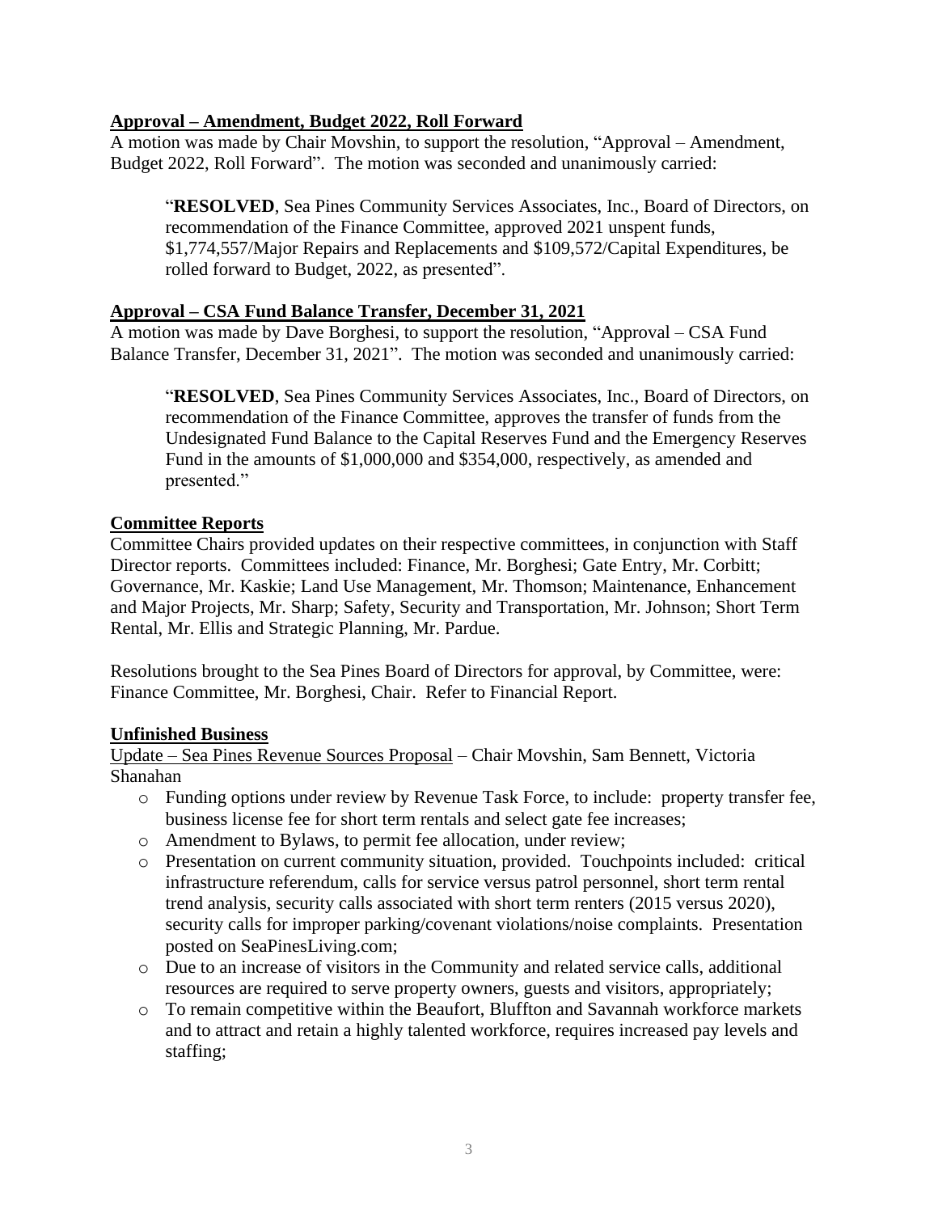## Approval – Amendment, Budget 2022, Roll Forward

A motion was made by Chair Movshin, to support the resolution, "Approval – Amendment, Budget 2022, Roll Forward". The motion was seconded and unanimously carried:

> "**RESOLVED**, Sea Pines Community Services Associates, Inc., Board of Directors, on recommendation of the Finance Committee, approved 2021 unspent funds, $1,774,557/Major Repairs and Replacements and $109,572/Capital Expenditures, be rolled forward to Budget, 2022, as presented".

## Approval – CSA Fund Balance Transfer, December 31, 2021

A motion was made by Dave Borghesi, to support the resolution, "Approval – CSA Fund Balance Transfer, December 31, 2021". The motion was seconded and unanimously carried:

> "**RESOLVED**, Sea Pines Community Services Associates, Inc., Board of Directors, on recommendation of the Finance Committee, approves the transfer of funds from the Undesignated Fund Balance to the Capital Reserves Fund and the Emergency Reserves Fund in the amounts of $1,000,000 and $354,000, respectively, as amended and presented."

## Committee Reports

Committee Chairs provided updates on their respective committees, in conjunction with Staff Director reports. Committees included: Finance, Mr. Borghesi; Gate Entry, Mr. Corbitt; Governance, Mr. Kaskie; Land Use Management, Mr. Thomson; Maintenance, Enhancement and Major Projects, Mr. Sharp; Safety, Security and Transportation, Mr. Johnson; Short Term Rental, Mr. Ellis and Strategic Planning, Mr. Pardue.

Resolutions brought to the Sea Pines Board of Directors for approval, by Committee, were: Finance Committee, Mr. Borghesi, Chair. Refer to Financial Report.

## Unfinished Business

Update – Sea Pines Revenue Sources Proposal – Chair Movshin, Sam Bennett, Victoria Shanahan

- Funding options under review by Revenue Task Force, to include: property transfer fee, business license fee for short term rentals and select gate fee increases;
- Amendment to Bylaws, to permit fee allocation, under review;
- Presentation on current community situation, provided. Touchpoints included: critical infrastructure referendum, calls for service versus patrol personnel, short term rental trend analysis, security calls associated with short term renters (2015 versus 2020), security calls for improper parking/covenant violations/noise complaints. Presentation posted on SeaPinesLiving.com;
- Due to an increase of visitors in the Community and related service calls, additional resources are required to serve property owners, guests and visitors, appropriately;
- To remain competitive within the Beaufort, Bluffton and Savannah workforce markets and to attract and retain a highly talented workforce, requires increased pay levels and staffing;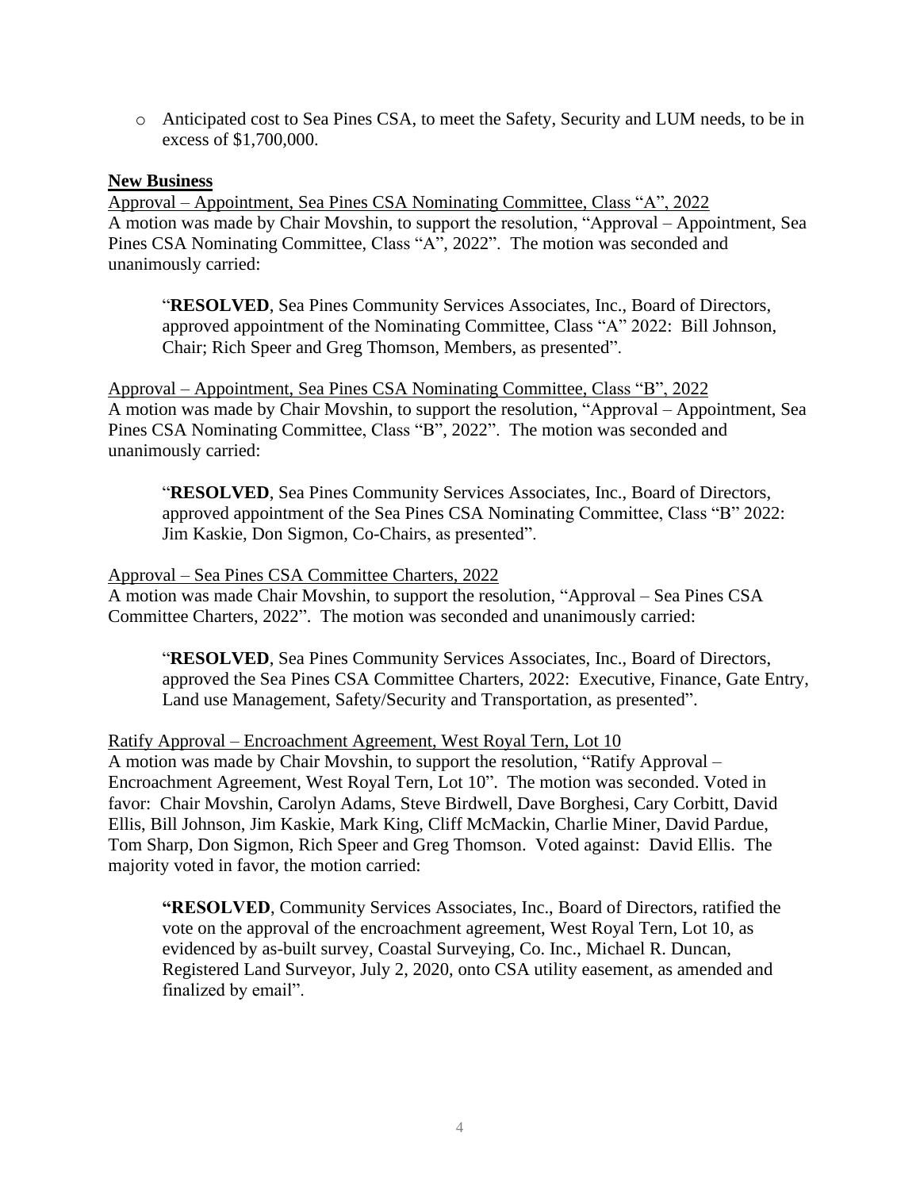- Anticipated cost to Sea Pines CSA, to meet the Safety, Security and LUM needs, to be in excess of $1,700,000.

**New Business**

Approval – Appointment, Sea Pines CSA Nominating Committee, Class "A", 2022
A motion was made by Chair Movshin, to support the resolution, "Approval – Appointment, Sea Pines CSA Nominating Committee, Class "A", 2022". The motion was seconded and unanimously carried:

> "**RESOLVED**, Sea Pines Community Services Associates, Inc., Board of Directors, approved appointment of the Nominating Committee, Class "A" 2022: Bill Johnson, Chair; Rich Speer and Greg Thomson, Members, as presented".

Approval – Appointment, Sea Pines CSA Nominating Committee, Class "B", 2022
A motion was made by Chair Movshin, to support the resolution, "Approval – Appointment, Sea Pines CSA Nominating Committee, Class "B", 2022". The motion was seconded and unanimously carried:

> "**RESOLVED**, Sea Pines Community Services Associates, Inc., Board of Directors, approved appointment of the Sea Pines CSA Nominating Committee, Class "B" 2022: Jim Kaskie, Don Sigmon, Co-Chairs, as presented".

Approval – Sea Pines CSA Committee Charters, 2022
A motion was made Chair Movshin, to support the resolution, "Approval – Sea Pines CSA Committee Charters, 2022". The motion was seconded and unanimously carried:

> "**RESOLVED**, Sea Pines Community Services Associates, Inc., Board of Directors, approved the Sea Pines CSA Committee Charters, 2022: Executive, Finance, Gate Entry, Land use Management, Safety/Security and Transportation, as presented".

Ratify Approval – Encroachment Agreement, West Royal Tern, Lot 10
A motion was made by Chair Movshin, to support the resolution, "Ratify Approval – Encroachment Agreement, West Royal Tern, Lot 10". The motion was seconded. Voted in favor: Chair Movshin, Carolyn Adams, Steve Birdwell, Dave Borghesi, Cary Corbitt, David Ellis, Bill Johnson, Jim Kaskie, Mark King, Cliff McMackin, Charlie Miner, David Pardue, Tom Sharp, Don Sigmon, Rich Speer and Greg Thomson. Voted against: David Ellis. The majority voted in favor, the motion carried:

> "**RESOLVED**, Community Services Associates, Inc., Board of Directors, ratified the vote on the approval of the encroachment agreement, West Royal Tern, Lot 10, as evidenced by as-built survey, Coastal Surveying, Co. Inc., Michael R. Duncan, Registered Land Surveyor, July 2, 2020, onto CSA utility easement, as amended and finalized by email".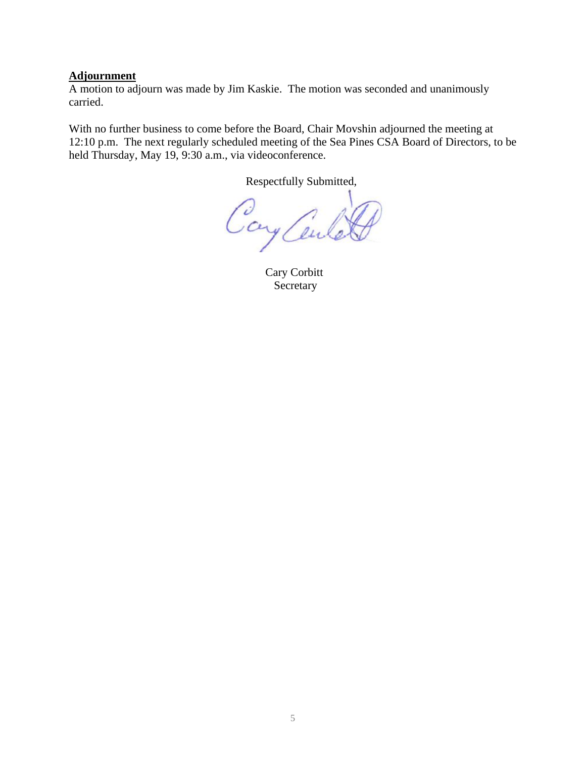**Adjournment**

A motion to adjourn was made by Jim Kaskie. The motion was seconded and unanimously carried.

With no further business to come before the Board, Chair Movshin adjourned the meeting at 12:10 p.m. The next regularly scheduled meeting of the Sea Pines CSA Board of Directors, to be held Thursday, May 19, 9:30 a.m., via videoconference.

Respectfully Submitted,

Cary Corbitt
Secretary